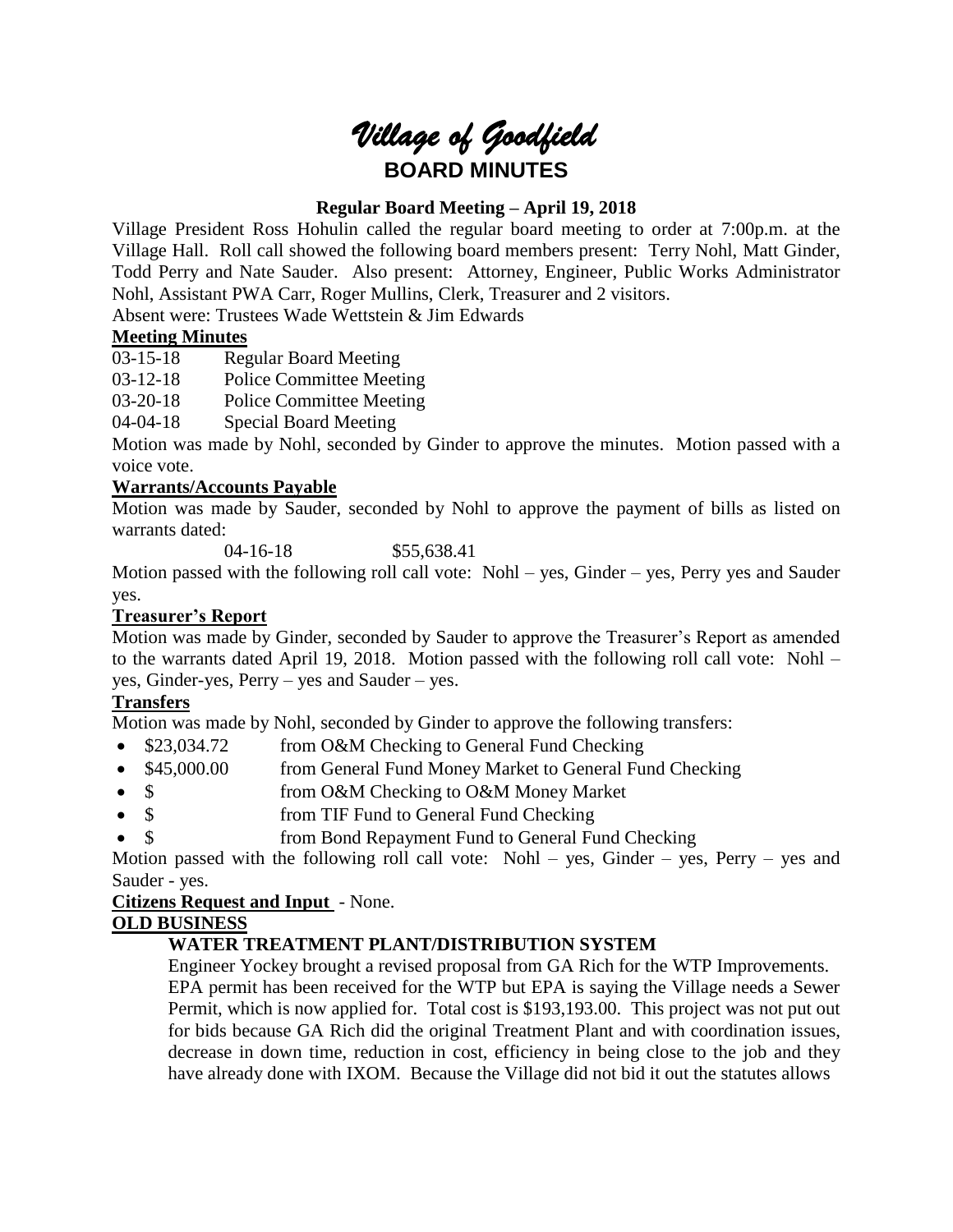# *Village of Goodfield*

## BOARD MINUTES

### Regular Board Meeting – April 19, 2018

Village President Ross Hohulin called the regular board meeting to order at 7:00p.m. at the Village Hall. Roll call showed the following board members present: Terry Nohl, Matt Ginder, Todd Perry and Nate Sauder. Also present: Attorney, Engineer, Public Works Administrator Nohl, Assistant PWA Carr, Roger Mullins, Clerk, Treasurer and 2 visitors.

Absent were: Trustees Wade Wettstein & Jim Edwards

**Meeting Minutes**

03-15-18 Regular Board Meeting

03-12-18 Police Committee Meeting

03-20-18 Police Committee Meeting

04-04-18 Special Board Meeting

Motion was made by Nohl, seconded by Ginder to approve the minutes. Motion passed with a voice vote.

**Warrants/Accounts Payable**

Motion was made by Sauder, seconded by Nohl to approve the payment of bills as listed on warrants dated:

04-16-18 $55,638.41

Motion passed with the following roll call vote: Nohl – yes, Ginder – yes, Perry yes and Sauder yes.

**Treasurer's Report**

Motion was made by Ginder, seconded by Sauder to approve the Treasurer's Report as amended to the warrants dated April 19, 2018. Motion passed with the following roll call vote: Nohl – yes, Ginder-yes, Perry – yes and Sauder – yes.

**Transfers**

Motion was made by Nohl, seconded by Ginder to approve the following transfers:

- $23,034.72 from O&M Checking to General Fund Checking
- $45,000.00 from General Fund Money Market to General Fund Checking
- $ from O&M Checking to O&M Money Market
- $ from TIF Fund to General Fund Checking
- $ from Bond Repayment Fund to General Fund Checking

Motion passed with the following roll call vote: Nohl – yes, Ginder – yes, Perry – yes and Sauder - yes.

**Citizens Request and Input** - None.

**OLD BUSINESS**

**WATER TREATMENT PLANT/DISTRIBUTION SYSTEM**

Engineer Yockey brought a revised proposal from GA Rich for the WTP Improvements. EPA permit has been received for the WTP but EPA is saying the Village needs a Sewer Permit, which is now applied for. Total cost is $193,193.00. This project was not put out for bids because GA Rich did the original Treatment Plant and with coordination issues, decrease in down time, reduction in cost, efficiency in being close to the job and they have already done with IXOM. Because the Village did not bid it out the statutes allows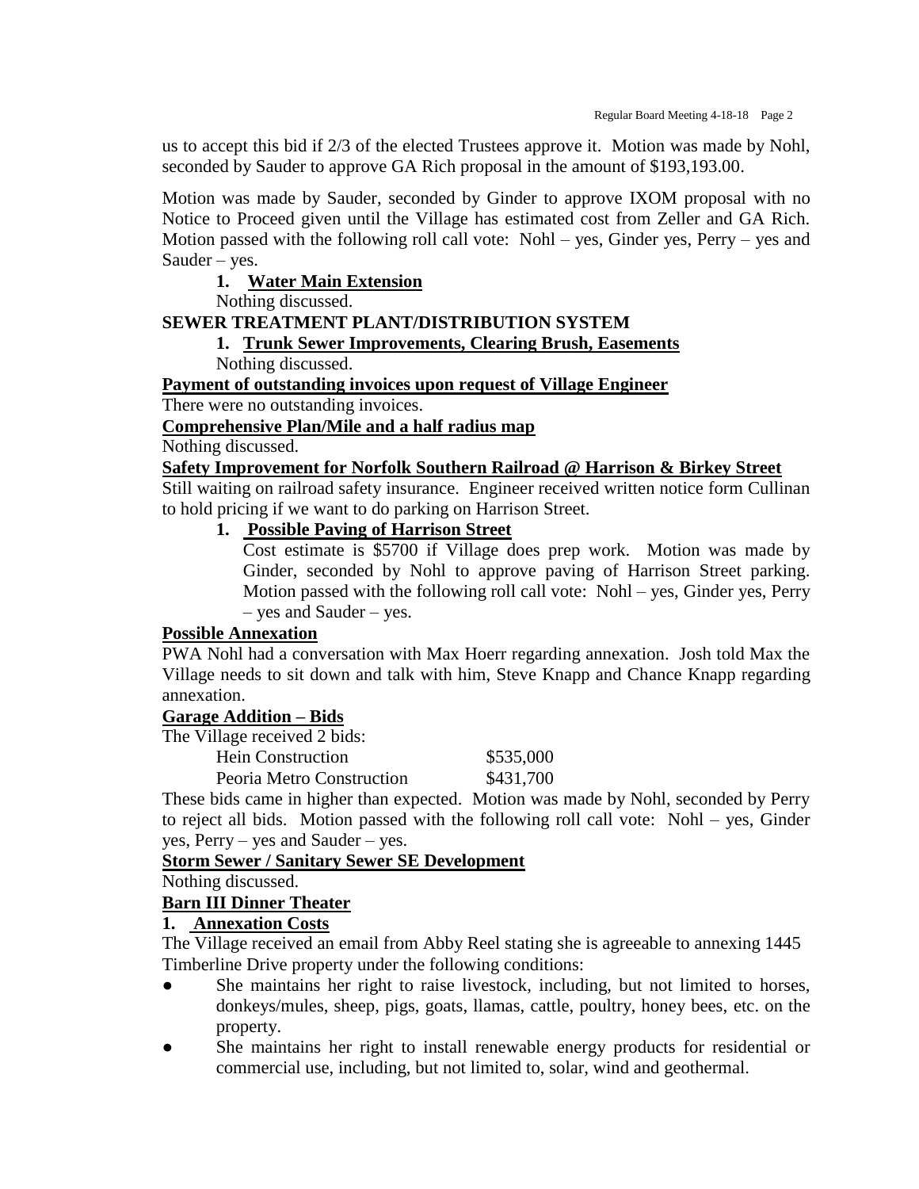us to accept this bid if 2/3 of the elected Trustees approve it. Motion was made by Nohl, seconded by Sauder to approve GA Rich proposal in the amount of $193,193.00.

Motion was made by Sauder, seconded by Ginder to approve IXOM proposal with no Notice to Proceed given until the Village has estimated cost from Zeller and GA Rich. Motion passed with the following roll call vote: Nohl – yes, Ginder yes, Perry – yes and Sauder – yes.

1. **Water Main Extension**

Nothing discussed.

**SEWER TREATMENT PLANT/DISTRIBUTION SYSTEM**

1. **Trunk Sewer Improvements, Clearing Brush, Easements**

Nothing discussed.

**Payment of outstanding invoices upon request of Village Engineer**

There were no outstanding invoices.

**Comprehensive Plan/Mile and a half radius map**

Nothing discussed.

**Safety Improvement for Norfolk Southern Railroad @ Harrison & Birkey Street**

Still waiting on railroad safety insurance. Engineer received written notice form Cullinan to hold pricing if we want to do parking on Harrison Street.

1. **Possible Paving of Harrison Street**

   Cost estimate is $5700 if Village does prep work. Motion was made by Ginder, seconded by Nohl to approve paving of Harrison Street parking. Motion passed with the following roll call vote: Nohl – yes, Ginder yes, Perry – yes and Sauder – yes.

**Possible Annexation**

PWA Nohl had a conversation with Max Hoerr regarding annexation. Josh told Max the Village needs to sit down and talk with him, Steve Knapp and Chance Knapp regarding annexation.

**Garage Addition – Bids**

The Village received 2 bids:

| | |
|---|---|
| Hein Construction | $535,000 |
| Peoria Metro Construction | $431,700 |

These bids came in higher than expected. Motion was made by Nohl, seconded by Perry to reject all bids. Motion passed with the following roll call vote: Nohl – yes, Ginder yes, Perry – yes and Sauder – yes.

**Storm Sewer / Sanitary Sewer SE Development**

Nothing discussed.

**Barn III Dinner Theater**

**1. Annexation Costs**

The Village received an email from Abby Reel stating she is agreeable to annexing 1445 Timberline Drive property under the following conditions:

- She maintains her right to raise livestock, including, but not limited to horses, donkeys/mules, sheep, pigs, goats, llamas, cattle, poultry, honey bees, etc. on the property.
- She maintains her right to install renewable energy products for residential or commercial use, including, but not limited to, solar, wind and geothermal.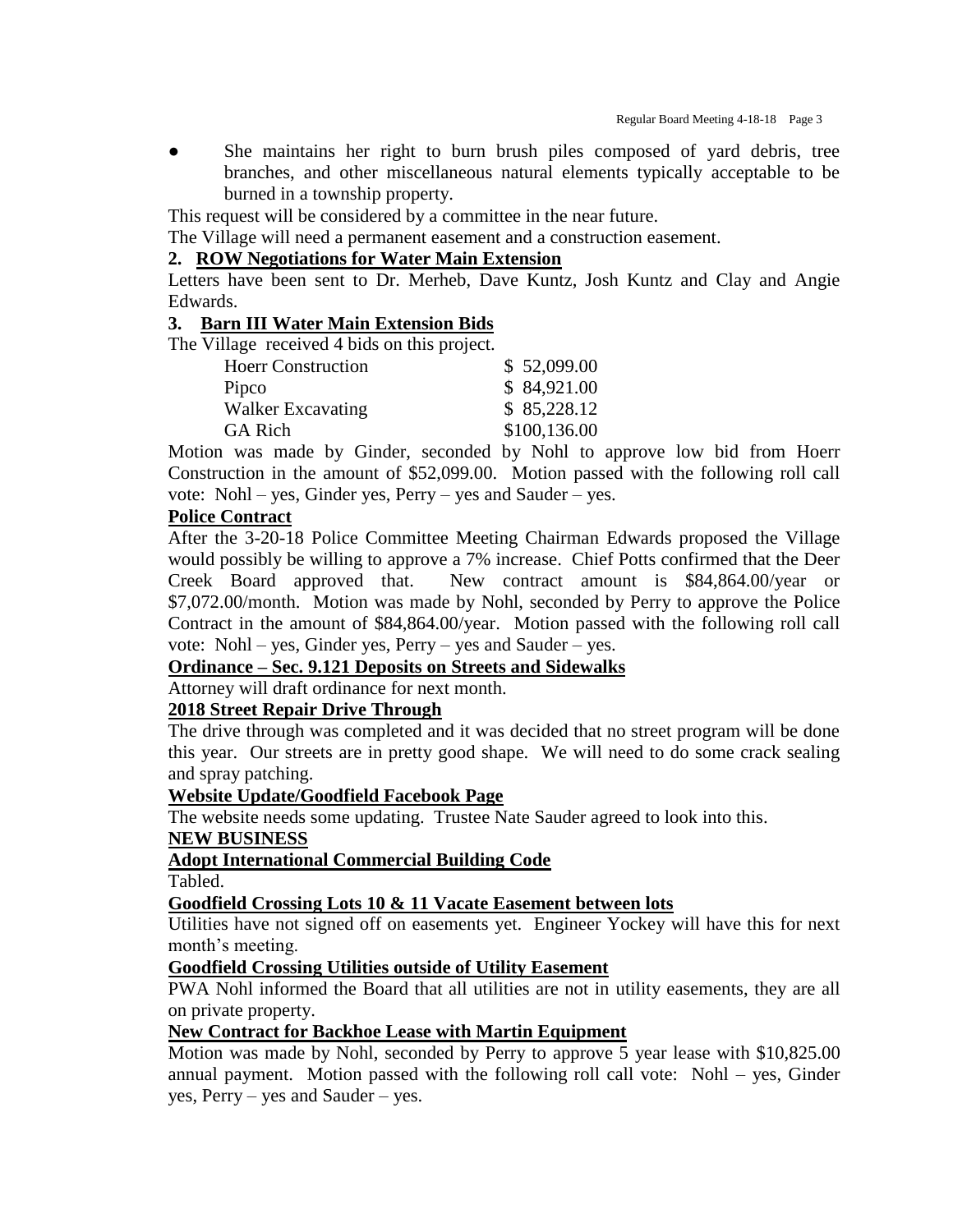- She maintains her right to burn brush piles composed of yard debris, tree branches, and other miscellaneous natural elements typically acceptable to be burned in a township property.

This request will be considered by a committee in the near future.

The Village will need a permanent easement and a construction easement.

**2. ROW Negotiations for Water Main Extension**

Letters have been sent to Dr. Merheb, Dave Kuntz, Josh Kuntz and Clay and Angie Edwards.

**3. Barn III Water Main Extension Bids**

The Village received 4 bids on this project.

| | |
|---|---|
| Hoerr Construction | $ 52,099.00 |
| Pipco | $ 84,921.00 |
| Walker Excavating | $ 85,228.12 |
| GA Rich | $100,136.00 |

Motion was made by Ginder, seconded by Nohl to approve low bid from Hoerr Construction in the amount of $52,099.00. Motion passed with the following roll call vote: Nohl – yes, Ginder yes, Perry – yes and Sauder – yes.

**Police Contract**

After the 3-20-18 Police Committee Meeting Chairman Edwards proposed the Village would possibly be willing to approve a 7% increase. Chief Potts confirmed that the Deer Creek Board approved that. New contract amount is $84,864.00/year or $7,072.00/month. Motion was made by Nohl, seconded by Perry to approve the Police Contract in the amount of $84,864.00/year. Motion passed with the following roll call vote: Nohl – yes, Ginder yes, Perry – yes and Sauder – yes.

**Ordinance – Sec. 9.121 Deposits on Streets and Sidewalks**

Attorney will draft ordinance for next month.

**2018 Street Repair Drive Through**

The drive through was completed and it was decided that no street program will be done this year. Our streets are in pretty good shape. We will need to do some crack sealing and spray patching.

**Website Update/Goodfield Facebook Page**

The website needs some updating. Trustee Nate Sauder agreed to look into this.

**NEW BUSINESS**

**Adopt International Commercial Building Code**

Tabled.

**Goodfield Crossing Lots 10 & 11 Vacate Easement between lots**

Utilities have not signed off on easements yet. Engineer Yockey will have this for next month's meeting.

**Goodfield Crossing Utilities outside of Utility Easement**

PWA Nohl informed the Board that all utilities are not in utility easements, they are all on private property.

**New Contract for Backhoe Lease with Martin Equipment**

Motion was made by Nohl, seconded by Perry to approve 5 year lease with $10,825.00 annual payment. Motion passed with the following roll call vote: Nohl – yes, Ginder yes, Perry – yes and Sauder – yes.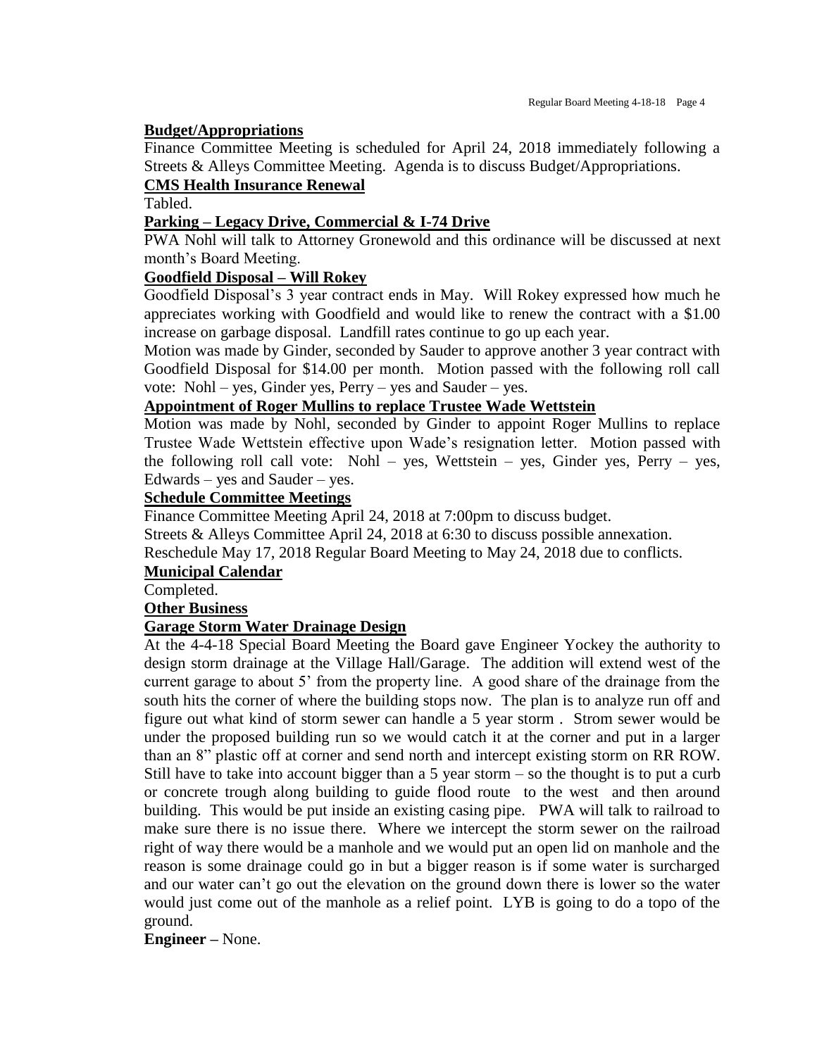**Budget/Appropriations**

Finance Committee Meeting is scheduled for April 24, 2018 immediately following a Streets & Alleys Committee Meeting. Agenda is to discuss Budget/Appropriations.

**CMS Health Insurance Renewal**

Tabled.

**Parking – Legacy Drive, Commercial & I-74 Drive**

PWA Nohl will talk to Attorney Gronewold and this ordinance will be discussed at next month's Board Meeting.

**Goodfield Disposal – Will Rokey**

Goodfield Disposal's 3 year contract ends in May. Will Rokey expressed how much he appreciates working with Goodfield and would like to renew the contract with a $1.00 increase on garbage disposal. Landfill rates continue to go up each year.

Motion was made by Ginder, seconded by Sauder to approve another 3 year contract with Goodfield Disposal for $14.00 per month. Motion passed with the following roll call vote: Nohl – yes, Ginder yes, Perry – yes and Sauder – yes.

**Appointment of Roger Mullins to replace Trustee Wade Wettstein**

Motion was made by Nohl, seconded by Ginder to appoint Roger Mullins to replace Trustee Wade Wettstein effective upon Wade's resignation letter. Motion passed with the following roll call vote: Nohl – yes, Wettstein – yes, Ginder yes, Perry – yes, Edwards – yes and Sauder – yes.

**Schedule Committee Meetings**

Finance Committee Meeting April 24, 2018 at 7:00pm to discuss budget.

Streets & Alleys Committee April 24, 2018 at 6:30 to discuss possible annexation.

Reschedule May 17, 2018 Regular Board Meeting to May 24, 2018 due to conflicts.

**Municipal Calendar**

Completed.

**Other Business**

**Garage Storm Water Drainage Design**

At the 4-4-18 Special Board Meeting the Board gave Engineer Yockey the authority to design storm drainage at the Village Hall/Garage. The addition will extend west of the current garage to about 5' from the property line. A good share of the drainage from the south hits the corner of where the building stops now. The plan is to analyze run off and figure out what kind of storm sewer can handle a 5 year storm . Strom sewer would be under the proposed building run so we would catch it at the corner and put in a larger than an 8" plastic off at corner and send north and intercept existing storm on RR ROW. Still have to take into account bigger than a 5 year storm – so the thought is to put a curb or concrete trough along building to guide flood route to the west and then around building. This would be put inside an existing casing pipe. PWA will talk to railroad to make sure there is no issue there. Where we intercept the storm sewer on the railroad right of way there would be a manhole and we would put an open lid on manhole and the reason is some drainage could go in but a bigger reason is if some water is surcharged and our water can't go out the elevation on the ground down there is lower so the water would just come out of the manhole as a relief point. LYB is going to do a topo of the ground.

**Engineer –** None.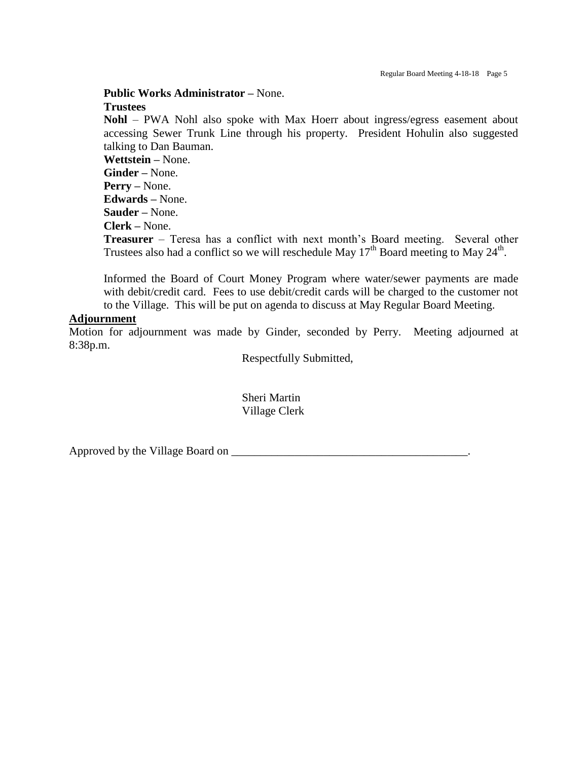**Public Works Administrator –** None.

**Trustees**

**Nohl** – PWA Nohl also spoke with Max Hoerr about ingress/egress easement about accessing Sewer Trunk Line through his property. President Hohulin also suggested talking to Dan Bauman.

**Wettstein –** None.

**Ginder –** None.

**Perry –** None.

**Edwards –** None.

**Sauder –** None.

**Clerk –** None.

**Treasurer** – Teresa has a conflict with next month's Board meeting. Several other Trustees also had a conflict so we will reschedule May 17th Board meeting to May 24th.

Informed the Board of Court Money Program where water/sewer payments are made with debit/credit card. Fees to use debit/credit cards will be charged to the customer not to the Village. This will be put on agenda to discuss at May Regular Board Meeting.

**Adjournment**

Motion for adjournment was made by Ginder, seconded by Perry. Meeting adjourned at 8:38p.m.

Respectfully Submitted,

Sheri Martin
Village Clerk

Approved by the Village Board on \_\_\_\_\_\_\_\_\_\_\_\_\_\_\_\_\_\_\_\_\_\_\_\_\_\_\_\_\_\_\_\_\_\_\_\_\_\_\_\_\_\_.